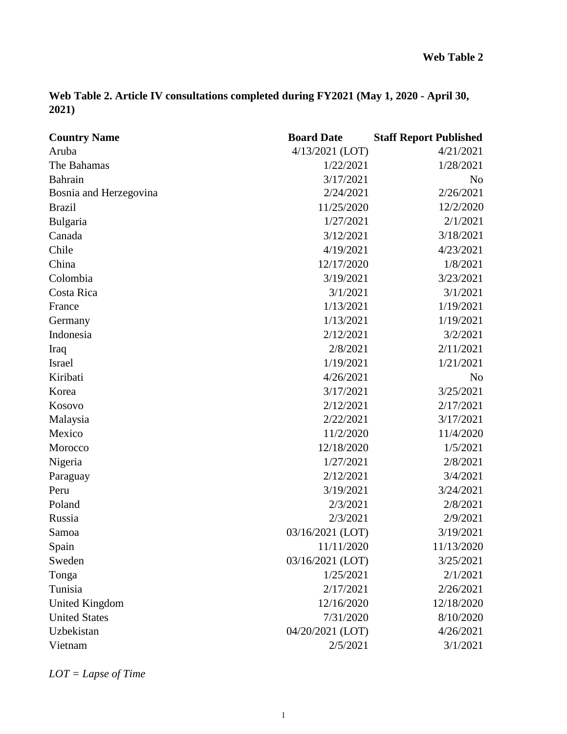**Web Table 2**

**Web Table 2. Article IV consultations completed during FY2021 (May 1, 2020 - April 30, 2021)**

| Country Name | Board Date | Staff Report Published |
|---|---|---|
| Aruba | 4/13/2021 (LOT) | 4/21/2021 |
| The Bahamas | 1/22/2021 | 1/28/2021 |
| Bahrain | 3/17/2021 | No |
| Bosnia and Herzegovina | 2/24/2021 | 2/26/2021 |
| Brazil | 11/25/2020 | 12/2/2020 |
| Bulgaria | 1/27/2021 | 2/1/2021 |
| Canada | 3/12/2021 | 3/18/2021 |
| Chile | 4/19/2021 | 4/23/2021 |
| China | 12/17/2020 | 1/8/2021 |
| Colombia | 3/19/2021 | 3/23/2021 |
| Costa Rica | 3/1/2021 | 3/1/2021 |
| France | 1/13/2021 | 1/19/2021 |
| Germany | 1/13/2021 | 1/19/2021 |
| Indonesia | 2/12/2021 | 3/2/2021 |
| Iraq | 2/8/2021 | 2/11/2021 |
| Israel | 1/19/2021 | 1/21/2021 |
| Kiribati | 4/26/2021 | No |
| Korea | 3/17/2021 | 3/25/2021 |
| Kosovo | 2/12/2021 | 2/17/2021 |
| Malaysia | 2/22/2021 | 3/17/2021 |
| Mexico | 11/2/2020 | 11/4/2020 |
| Morocco | 12/18/2020 | 1/5/2021 |
| Nigeria | 1/27/2021 | 2/8/2021 |
| Paraguay | 2/12/2021 | 3/4/2021 |
| Peru | 3/19/2021 | 3/24/2021 |
| Poland | 2/3/2021 | 2/8/2021 |
| Russia | 2/3/2021 | 2/9/2021 |
| Samoa | 03/16/2021 (LOT) | 3/19/2021 |
| Spain | 11/11/2020 | 11/13/2020 |
| Sweden | 03/16/2021 (LOT) | 3/25/2021 |
| Tonga | 1/25/2021 | 2/1/2021 |
| Tunisia | 2/17/2021 | 2/26/2021 |
| United Kingdom | 12/16/2020 | 12/18/2020 |
| United States | 7/31/2020 | 8/10/2020 |
| Uzbekistan | 04/20/2021 (LOT) | 4/26/2021 |
| Vietnam | 2/5/2021 | 3/1/2021 |

*LOT = Lapse of Time*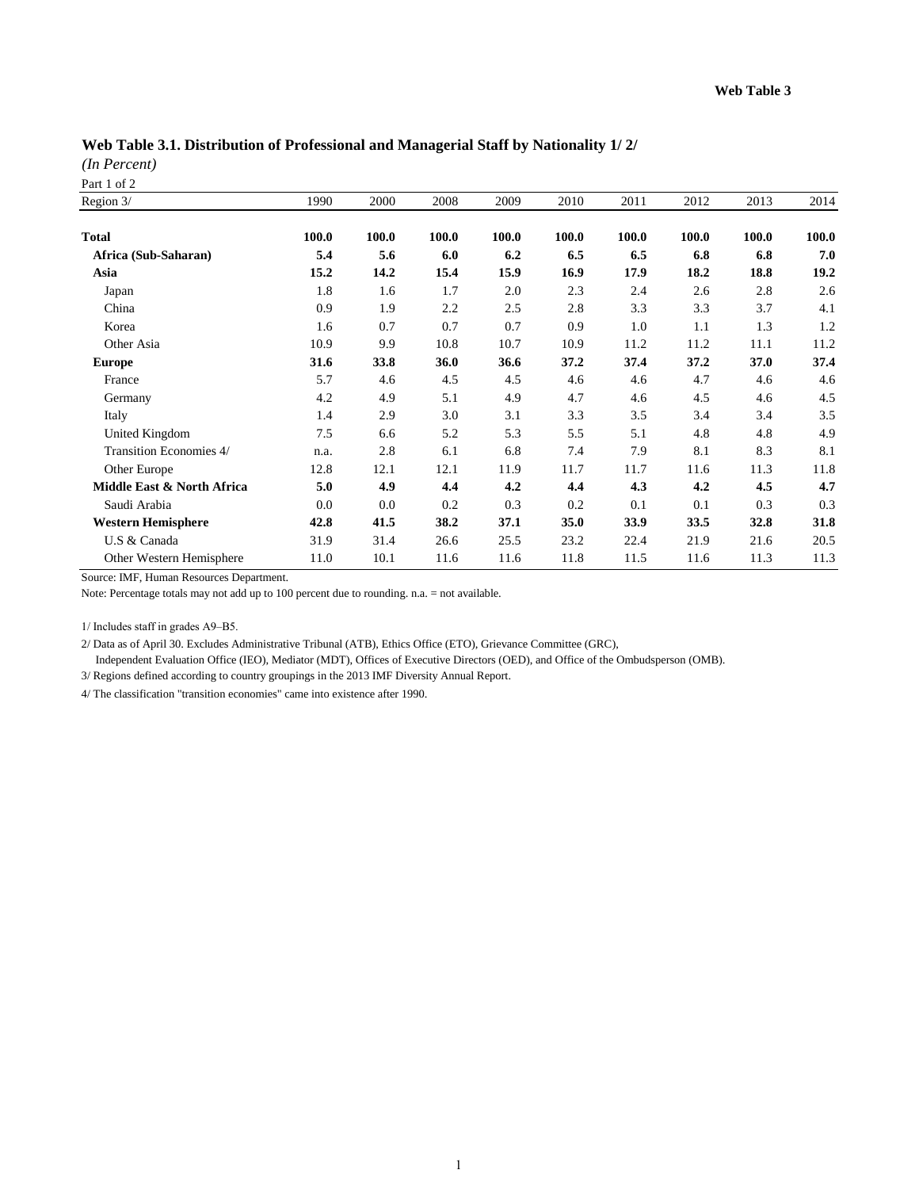Web Table 3

**Web Table 3.1. Distribution of Professional and Managerial Staff by Nationality 1/ 2/**

*(In Percent)*

Part 1 of 2

| Region 3/ | 1990 | 2000 | 2008 | 2009 | 2010 | 2011 | 2012 | 2013 | 2014 |
|---|---|---|---|---|---|---|---|---|---|
| **Total** | **100.0** | **100.0** | **100.0** | **100.0** | **100.0** | **100.0** | **100.0** | **100.0** | **100.0** |
| **Africa (Sub-Saharan)** | **5.4** | **5.6** | **6.0** | **6.2** | **6.5** | **6.5** | **6.8** | **6.8** | **7.0** |
| **Asia** | **15.2** | **14.2** | **15.4** | **15.9** | **16.9** | **17.9** | **18.2** | **18.8** | **19.2** |
| Japan | 1.8 | 1.6 | 1.7 | 2.0 | 2.3 | 2.4 | 2.6 | 2.8 | 2.6 |
| China | 0.9 | 1.9 | 2.2 | 2.5 | 2.8 | 3.3 | 3.3 | 3.7 | 4.1 |
| Korea | 1.6 | 0.7 | 0.7 | 0.7 | 0.9 | 1.0 | 1.1 | 1.3 | 1.2 |
| Other Asia | 10.9 | 9.9 | 10.8 | 10.7 | 10.9 | 11.2 | 11.2 | 11.1 | 11.2 |
| **Europe** | **31.6** | **33.8** | **36.0** | **36.6** | **37.2** | **37.4** | **37.2** | **37.0** | **37.4** |
| France | 5.7 | 4.6 | 4.5 | 4.5 | 4.6 | 4.6 | 4.7 | 4.6 | 4.6 |
| Germany | 4.2 | 4.9 | 5.1 | 4.9 | 4.7 | 4.6 | 4.5 | 4.6 | 4.5 |
| Italy | 1.4 | 2.9 | 3.0 | 3.1 | 3.3 | 3.5 | 3.4 | 3.4 | 3.5 |
| United Kingdom | 7.5 | 6.6 | 5.2 | 5.3 | 5.5 | 5.1 | 4.8 | 4.8 | 4.9 |
| Transition Economies 4/ | n.a. | 2.8 | 6.1 | 6.8 | 7.4 | 7.9 | 8.1 | 8.3 | 8.1 |
| Other Europe | 12.8 | 12.1 | 12.1 | 11.9 | 11.7 | 11.7 | 11.6 | 11.3 | 11.8 |
| **Middle East & North Africa** | **5.0** | **4.9** | **4.4** | **4.2** | **4.4** | **4.3** | **4.2** | **4.5** | **4.7** |
| Saudi Arabia | 0.0 | 0.0 | 0.2 | 0.3 | 0.2 | 0.1 | 0.1 | 0.3 | 0.3 |
| **Western Hemisphere** | **42.8** | **41.5** | **38.2** | **37.1** | **35.0** | **33.9** | **33.5** | **32.8** | **31.8** |
| U.S & Canada | 31.9 | 31.4 | 26.6 | 25.5 | 23.2 | 22.4 | 21.9 | 21.6 | 20.5 |
| Other Western Hemisphere | 11.0 | 10.1 | 11.6 | 11.6 | 11.8 | 11.5 | 11.6 | 11.3 | 11.3 |

Source: IMF, Human Resources Department.

Note: Percentage totals may not add up to 100 percent due to rounding. n.a. = not available.

1/ Includes staff in grades A9–B5.

2/ Data as of April 30. Excludes Administrative Tribunal (ATB), Ethics Office (ETO), Grievance Committee (GRC), Independent Evaluation Office (IEO), Mediator (MDT), Offices of Executive Directors (OED), and Office of the Ombudsperson (OMB).

3/ Regions defined according to country groupings in the 2013 IMF Diversity Annual Report.

4/ The classification "transition economies" came into existence after 1990.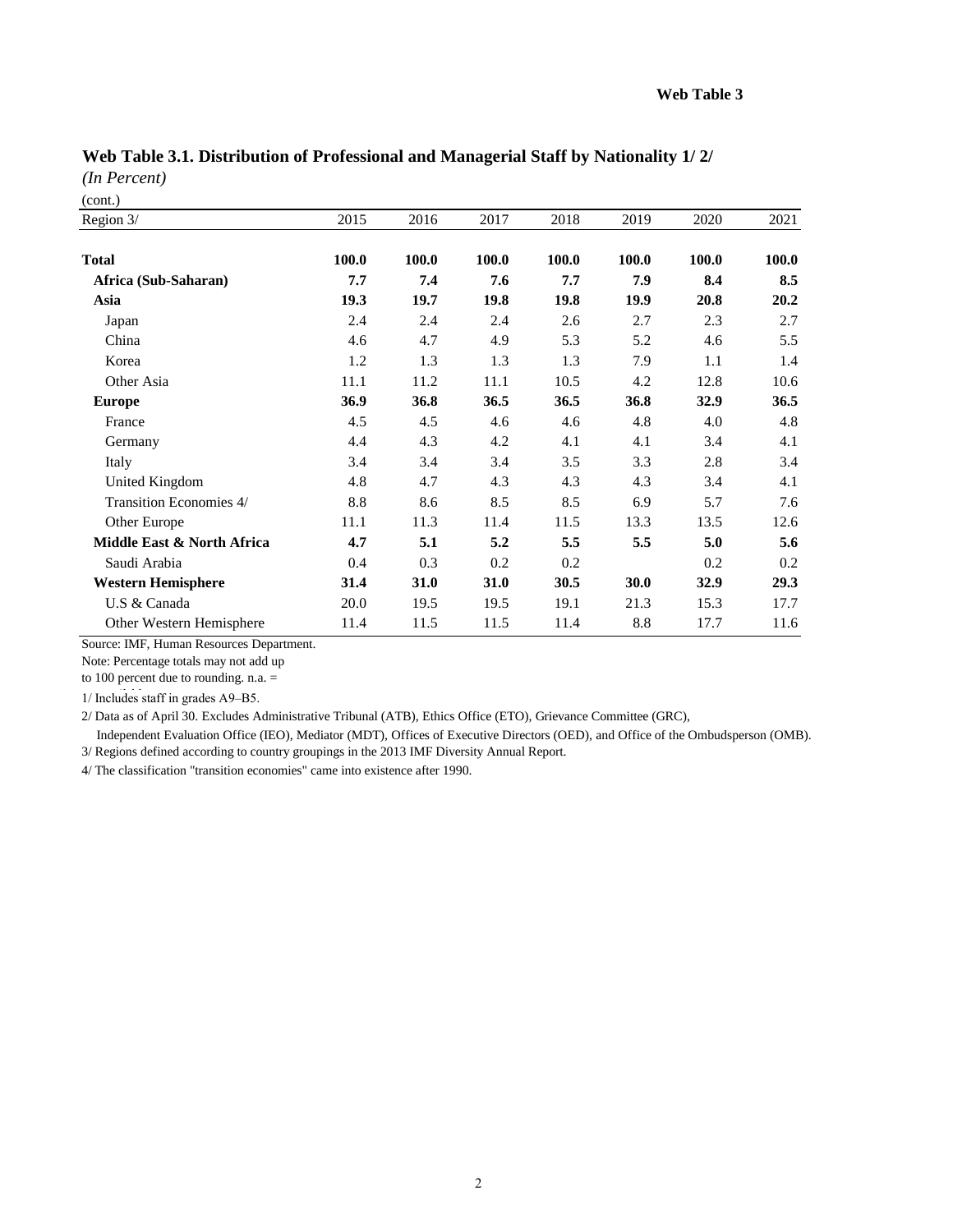**Web Table 3**

## Web Table 3.1. Distribution of Professional and Managerial Staff by Nationality 1/ 2/

*(In Percent)*

(cont.)

| Region 3/ | 2015 | 2016 | 2017 | 2018 | 2019 | 2020 | 2021 |
|---|---|---|---|---|---|---|---|
| **Total** | **100.0** | **100.0** | **100.0** | **100.0** | **100.0** | **100.0** | **100.0** |
| **Africa (Sub-Saharan)** | **7.7** | **7.4** | **7.6** | **7.7** | **7.9** | **8.4** | **8.5** |
| **Asia** | **19.3** | **19.7** | **19.8** | **19.8** | **19.9** | **20.8** | **20.2** |
| Japan | 2.4 | 2.4 | 2.4 | 2.6 | 2.7 | 2.3 | 2.7 |
| China | 4.6 | 4.7 | 4.9 | 5.3 | 5.2 | 4.6 | 5.5 |
| Korea | 1.2 | 1.3 | 1.3 | 1.3 | 7.9 | 1.1 | 1.4 |
| Other Asia | 11.1 | 11.2 | 11.1 | 10.5 | 4.2 | 12.8 | 10.6 |
| **Europe** | **36.9** | **36.8** | **36.5** | **36.5** | **36.8** | **32.9** | **36.5** |
| France | 4.5 | 4.5 | 4.6 | 4.6 | 4.8 | 4.0 | 4.8 |
| Germany | 4.4 | 4.3 | 4.2 | 4.1 | 4.1 | 3.4 | 4.1 |
| Italy | 3.4 | 3.4 | 3.4 | 3.5 | 3.3 | 2.8 | 3.4 |
| United Kingdom | 4.8 | 4.7 | 4.3 | 4.3 | 4.3 | 3.4 | 4.1 |
| Transition Economies 4/ | 8.8 | 8.6 | 8.5 | 8.5 | 6.9 | 5.7 | 7.6 |
| Other Europe | 11.1 | 11.3 | 11.4 | 11.5 | 13.3 | 13.5 | 12.6 |
| **Middle East & North Africa** | **4.7** | **5.1** | **5.2** | **5.5** | **5.5** | **5.0** | **5.6** |
| Saudi Arabia | 0.4 | 0.3 | 0.2 | 0.2 | | 0.2 | 0.2 |
| **Western Hemisphere** | **31.4** | **31.0** | **31.0** | **30.5** | **30.0** | **32.9** | **29.3** |
| U.S & Canada | 20.0 | 19.5 | 19.5 | 19.1 | 21.3 | 15.3 | 17.7 |
| Other Western Hemisphere | 11.4 | 11.5 | 11.5 | 11.4 | 8.8 | 17.7 | 11.6 |

Source: IMF, Human Resources Department.

Note: Percentage totals may not add up to 100 percent due to rounding. n.a. =

1/ Includes staff in grades A9–B5.

2/ Data as of April 30. Excludes Administrative Tribunal (ATB), Ethics Office (ETO), Grievance Committee (GRC), Independent Evaluation Office (IEO), Mediator (MDT), Offices of Executive Directors (OED), and Office of the Ombudsperson (OMB).

3/ Regions defined according to country groupings in the 2013 IMF Diversity Annual Report.

4/ The classification "transition economies" came into existence after 1990.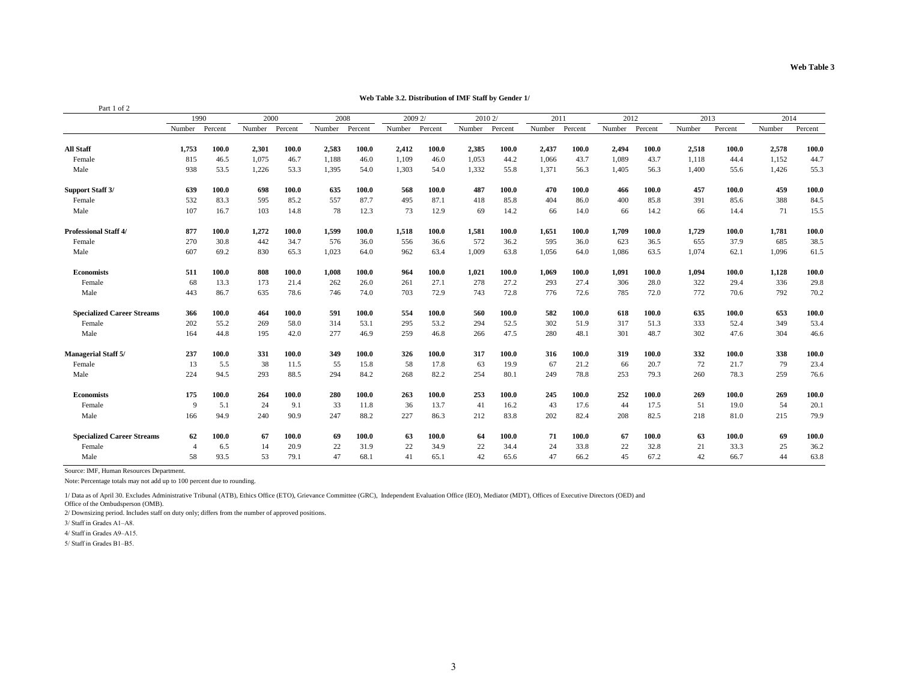**Web Table 3**

### Web Table 3.2. Distribution of IMF Staff by Gender 1/

Part 1 of 2

| | 1990 | | 2000 | | 2008 | | 2009 2/ | | 2010 2/ | | 2011 | | 2012 | | 2013 | | 2014 | |
|---|---|---|---|---|---|---|---|---|---|---|---|---|---|---|---|---|---|---|
| | Number | Percent | Number | Percent | Number | Percent | Number | Percent | Number | Percent | Number | Percent | Number | Percent | Number | Percent | Number | Percent |
| **All Staff** | **1,753** | **100.0** | **2,301** | **100.0** | **2,583** | **100.0** | **2,412** | **100.0** | **2,385** | **100.0** | **2,437** | **100.0** | **2,494** | **100.0** | **2,518** | **100.0** | **2,578** | **100.0** |
| Female | 815 | 46.5 | 1,075 | 46.7 | 1,188 | 46.0 | 1,109 | 46.0 | 1,053 | 44.2 | 1,066 | 43.7 | 1,089 | 43.7 | 1,118 | 44.4 | 1,152 | 44.7 |
| Male | 938 | 53.5 | 1,226 | 53.3 | 1,395 | 54.0 | 1,303 | 54.0 | 1,332 | 55.8 | 1,371 | 56.3 | 1,405 | 56.3 | 1,400 | 55.6 | 1,426 | 55.3 |
| **Support Staff 3/** | **639** | **100.0** | **698** | **100.0** | **635** | **100.0** | **568** | **100.0** | **487** | **100.0** | **470** | **100.0** | **466** | **100.0** | **457** | **100.0** | **459** | **100.0** |
| Female | 532 | 83.3 | 595 | 85.2 | 557 | 87.7 | 495 | 87.1 | 418 | 85.8 | 404 | 86.0 | 400 | 85.8 | 391 | 85.6 | 388 | 84.5 |
| Male | 107 | 16.7 | 103 | 14.8 | 78 | 12.3 | 73 | 12.9 | 69 | 14.2 | 66 | 14.0 | 66 | 14.2 | 66 | 14.4 | 71 | 15.5 |
| **Professional Staff 4/** | **877** | **100.0** | **1,272** | **100.0** | **1,599** | **100.0** | **1,518** | **100.0** | **1,581** | **100.0** | **1,651** | **100.0** | **1,709** | **100.0** | **1,729** | **100.0** | **1,781** | **100.0** |
| Female | 270 | 30.8 | 442 | 34.7 | 576 | 36.0 | 556 | 36.6 | 572 | 36.2 | 595 | 36.0 | 623 | 36.5 | 655 | 37.9 | 685 | 38.5 |
| Male | 607 | 69.2 | 830 | 65.3 | 1,023 | 64.0 | 962 | 63.4 | 1,009 | 63.8 | 1,056 | 64.0 | 1,086 | 63.5 | 1,074 | 62.1 | 1,096 | 61.5 |
| **Economists** | **511** | **100.0** | **808** | **100.0** | **1,008** | **100.0** | **964** | **100.0** | **1,021** | **100.0** | **1,069** | **100.0** | **1,091** | **100.0** | **1,094** | **100.0** | **1,128** | **100.0** |
| Female | 68 | 13.3 | 173 | 21.4 | 262 | 26.0 | 261 | 27.1 | 278 | 27.2 | 293 | 27.4 | 306 | 28.0 | 322 | 29.4 | 336 | 29.8 |
| Male | 443 | 86.7 | 635 | 78.6 | 746 | 74.0 | 703 | 72.9 | 743 | 72.8 | 776 | 72.6 | 785 | 72.0 | 772 | 70.6 | 792 | 70.2 |
| **Specialized Career Streams** | **366** | **100.0** | **464** | **100.0** | **591** | **100.0** | **554** | **100.0** | **560** | **100.0** | **582** | **100.0** | **618** | **100.0** | **635** | **100.0** | **653** | **100.0** |
| Female | 202 | 55.2 | 269 | 58.0 | 314 | 53.1 | 295 | 53.2 | 294 | 52.5 | 302 | 51.9 | 317 | 51.3 | 333 | 52.4 | 349 | 53.4 |
| Male | 164 | 44.8 | 195 | 42.0 | 277 | 46.9 | 259 | 46.8 | 266 | 47.5 | 280 | 48.1 | 301 | 48.7 | 302 | 47.6 | 304 | 46.6 |
| **Managerial Staff 5/** | **237** | **100.0** | **331** | **100.0** | **349** | **100.0** | **326** | **100.0** | **317** | **100.0** | **316** | **100.0** | **319** | **100.0** | **332** | **100.0** | **338** | **100.0** |
| Female | 13 | 5.5 | 38 | 11.5 | 55 | 15.8 | 58 | 17.8 | 63 | 19.9 | 67 | 21.2 | 66 | 20.7 | 72 | 21.7 | 79 | 23.4 |
| Male | 224 | 94.5 | 293 | 88.5 | 294 | 84.2 | 268 | 82.2 | 254 | 80.1 | 249 | 78.8 | 253 | 79.3 | 260 | 78.3 | 259 | 76.6 |
| **Economists** | **175** | **100.0** | **264** | **100.0** | **280** | **100.0** | **263** | **100.0** | **253** | **100.0** | **245** | **100.0** | **252** | **100.0** | **269** | **100.0** | **269** | **100.0** |
| Female | 9 | 5.1 | 24 | 9.1 | 33 | 11.8 | 36 | 13.7 | 41 | 16.2 | 43 | 17.6 | 44 | 17.5 | 51 | 19.0 | 54 | 20.1 |
| Male | 166 | 94.9 | 240 | 90.9 | 247 | 88.2 | 227 | 86.3 | 212 | 83.8 | 202 | 82.4 | 208 | 82.5 | 218 | 81.0 | 215 | 79.9 |
| **Specialized Career Streams** | **62** | **100.0** | **67** | **100.0** | **69** | **100.0** | **63** | **100.0** | **64** | **100.0** | **71** | **100.0** | **67** | **100.0** | **63** | **100.0** | **69** | **100.0** |
| Female | 4 | 6.5 | 14 | 20.9 | 22 | 31.9 | 22 | 34.9 | 22 | 34.4 | 24 | 33.8 | 22 | 32.8 | 21 | 33.3 | 25 | 36.2 |
| Male | 58 | 93.5 | 53 | 79.1 | 47 | 68.1 | 41 | 65.1 | 42 | 65.6 | 47 | 66.2 | 45 | 67.2 | 42 | 66.7 | 44 | 63.8 |

Source: IMF, Human Resources Department.

Note: Percentage totals may not add up to 100 percent due to rounding.

1/ Data as of April 30. Excludes Administrative Tribunal (ATB), Ethics Office (ETO), Grievance Committee (GRC), Independent Evaluation Office (IEO), Mediator (MDT), Offices of Executive Directors (OED) and Office of the Ombudsperson (OMB).

2/ Downsizing period. Includes staff on duty only; differs from the number of approved positions.

3/ Staff in Grades A1–A8.

4/ Staff in Grades A9–A15.

5/ Staff in Grades B1–B5.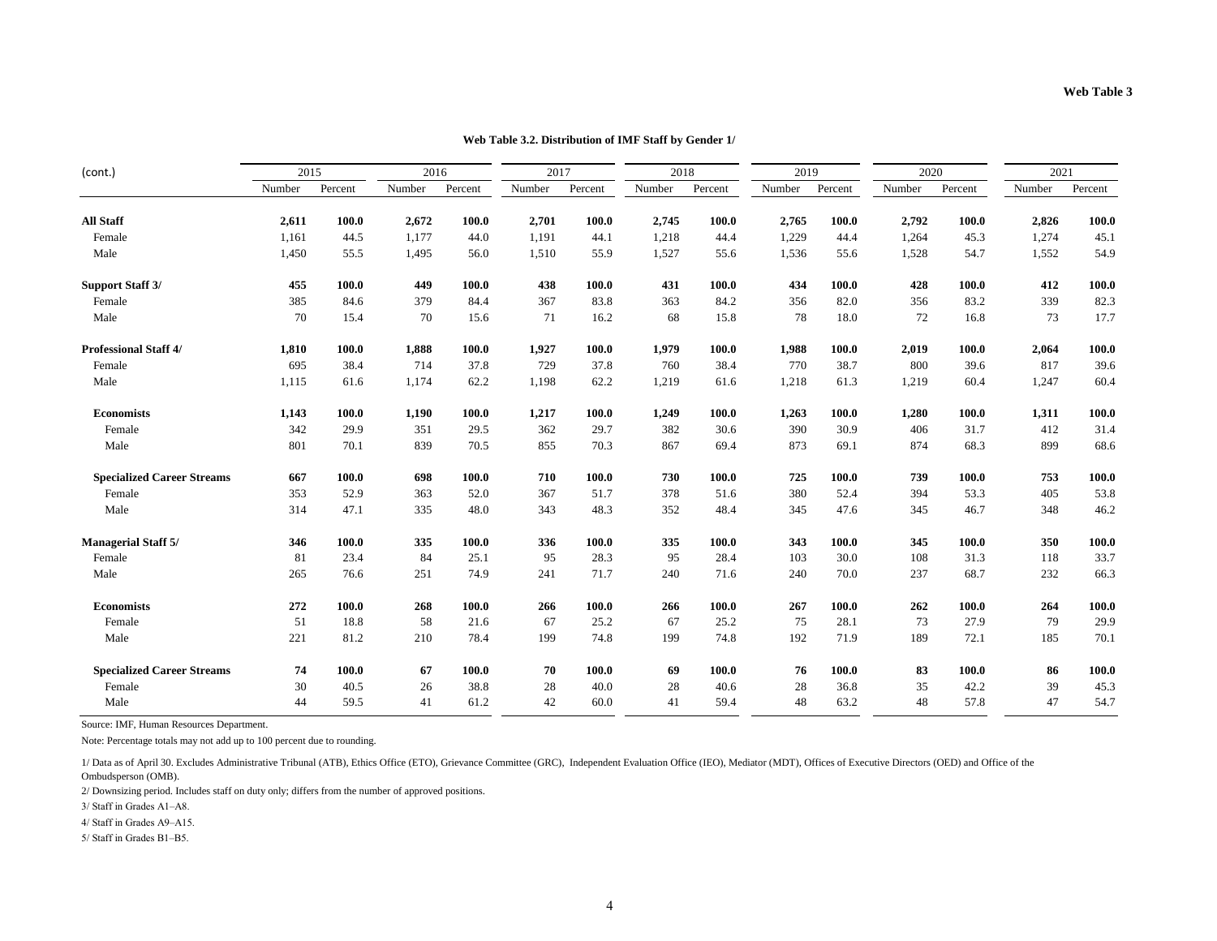**Web Table 3**

**Web Table 3.2. Distribution of IMF Staff by Gender 1/**

| (cont.) | 2015 | | 2016 | | 2017 | | 2018 | | 2019 | | 2020 | | 2021 | |
|---|---|---|---|---|---|---|---|---|---|---|---|---|---|---|
| | Number | Percent | Number | Percent | Number | Percent | Number | Percent | Number | Percent | Number | Percent | Number | Percent |
| **All Staff** | **2,611** | **100.0** | **2,672** | **100.0** | **2,701** | **100.0** | **2,745** | **100.0** | **2,765** | **100.0** | **2,792** | **100.0** | **2,826** | **100.0** |
| Female | 1,161 | 44.5 | 1,177 | 44.0 | 1,191 | 44.1 | 1,218 | 44.4 | 1,229 | 44.4 | 1,264 | 45.3 | 1,274 | 45.1 |
| Male | 1,450 | 55.5 | 1,495 | 56.0 | 1,510 | 55.9 | 1,527 | 55.6 | 1,536 | 55.6 | 1,528 | 54.7 | 1,552 | 54.9 |
| **Support Staff 3/** | **455** | **100.0** | **449** | **100.0** | **438** | **100.0** | **431** | **100.0** | **434** | **100.0** | **428** | **100.0** | **412** | **100.0** |
| Female | 385 | 84.6 | 379 | 84.4 | 367 | 83.8 | 363 | 84.2 | 356 | 82.0 | 356 | 83.2 | 339 | 82.3 |
| Male | 70 | 15.4 | 70 | 15.6 | 71 | 16.2 | 68 | 15.8 | 78 | 18.0 | 72 | 16.8 | 73 | 17.7 |
| **Professional Staff 4/** | **1,810** | **100.0** | **1,888** | **100.0** | **1,927** | **100.0** | **1,979** | **100.0** | **1,988** | **100.0** | **2,019** | **100.0** | **2,064** | **100.0** |
| Female | 695 | 38.4 | 714 | 37.8 | 729 | 37.8 | 760 | 38.4 | 770 | 38.7 | 800 | 39.6 | 817 | 39.6 |
| Male | 1,115 | 61.6 | 1,174 | 62.2 | 1,198 | 62.2 | 1,219 | 61.6 | 1,218 | 61.3 | 1,219 | 60.4 | 1,247 | 60.4 |
| **Economists** | **1,143** | **100.0** | **1,190** | **100.0** | **1,217** | **100.0** | **1,249** | **100.0** | **1,263** | **100.0** | **1,280** | **100.0** | **1,311** | **100.0** |
| Female | 342 | 29.9 | 351 | 29.5 | 362 | 29.7 | 382 | 30.6 | 390 | 30.9 | 406 | 31.7 | 412 | 31.4 |
| Male | 801 | 70.1 | 839 | 70.5 | 855 | 70.3 | 867 | 69.4 | 873 | 69.1 | 874 | 68.3 | 899 | 68.6 |
| **Specialized Career Streams** | **667** | **100.0** | **698** | **100.0** | **710** | **100.0** | **730** | **100.0** | **725** | **100.0** | **739** | **100.0** | **753** | **100.0** |
| Female | 353 | 52.9 | 363 | 52.0 | 367 | 51.7 | 378 | 51.6 | 380 | 52.4 | 394 | 53.3 | 405 | 53.8 |
| Male | 314 | 47.1 | 335 | 48.0 | 343 | 48.3 | 352 | 48.4 | 345 | 47.6 | 345 | 46.7 | 348 | 46.2 |
| **Managerial Staff 5/** | **346** | **100.0** | **335** | **100.0** | **336** | **100.0** | **335** | **100.0** | **343** | **100.0** | **345** | **100.0** | **350** | **100.0** |
| Female | 81 | 23.4 | 84 | 25.1 | 95 | 28.3 | 95 | 28.4 | 103 | 30.0 | 108 | 31.3 | 118 | 33.7 |
| Male | 265 | 76.6 | 251 | 74.9 | 241 | 71.7 | 240 | 71.6 | 240 | 70.0 | 237 | 68.7 | 232 | 66.3 |
| **Economists** | **272** | **100.0** | **268** | **100.0** | **266** | **100.0** | **266** | **100.0** | **267** | **100.0** | **262** | **100.0** | **264** | **100.0** |
| Female | 51 | 18.8 | 58 | 21.6 | 67 | 25.2 | 67 | 25.2 | 75 | 28.1 | 73 | 27.9 | 79 | 29.9 |
| Male | 221 | 81.2 | 210 | 78.4 | 199 | 74.8 | 199 | 74.8 | 192 | 71.9 | 189 | 72.1 | 185 | 70.1 |
| **Specialized Career Streams** | **74** | **100.0** | **67** | **100.0** | **70** | **100.0** | **69** | **100.0** | **76** | **100.0** | **83** | **100.0** | **86** | **100.0** |
| Female | 30 | 40.5 | 26 | 38.8 | 28 | 40.0 | 28 | 40.6 | 28 | 36.8 | 35 | 42.2 | 39 | 45.3 |
| Male | 44 | 59.5 | 41 | 61.2 | 42 | 60.0 | 41 | 59.4 | 48 | 63.2 | 48 | 57.8 | 47 | 54.7 |

Source: IMF, Human Resources Department.

Note: Percentage totals may not add up to 100 percent due to rounding.

1/ Data as of April 30. Excludes Administrative Tribunal (ATB), Ethics Office (ETO), Grievance Committee (GRC), Independent Evaluation Office (IEO), Mediator (MDT), Offices of Executive Directors (OED) and Office of the Ombudsperson (OMB).

2/ Downsizing period. Includes staff on duty only; differs from the number of approved positions.

3/ Staff in Grades A1–A8.

4/ Staff in Grades A9–A15.

5/ Staff in Grades B1–B5.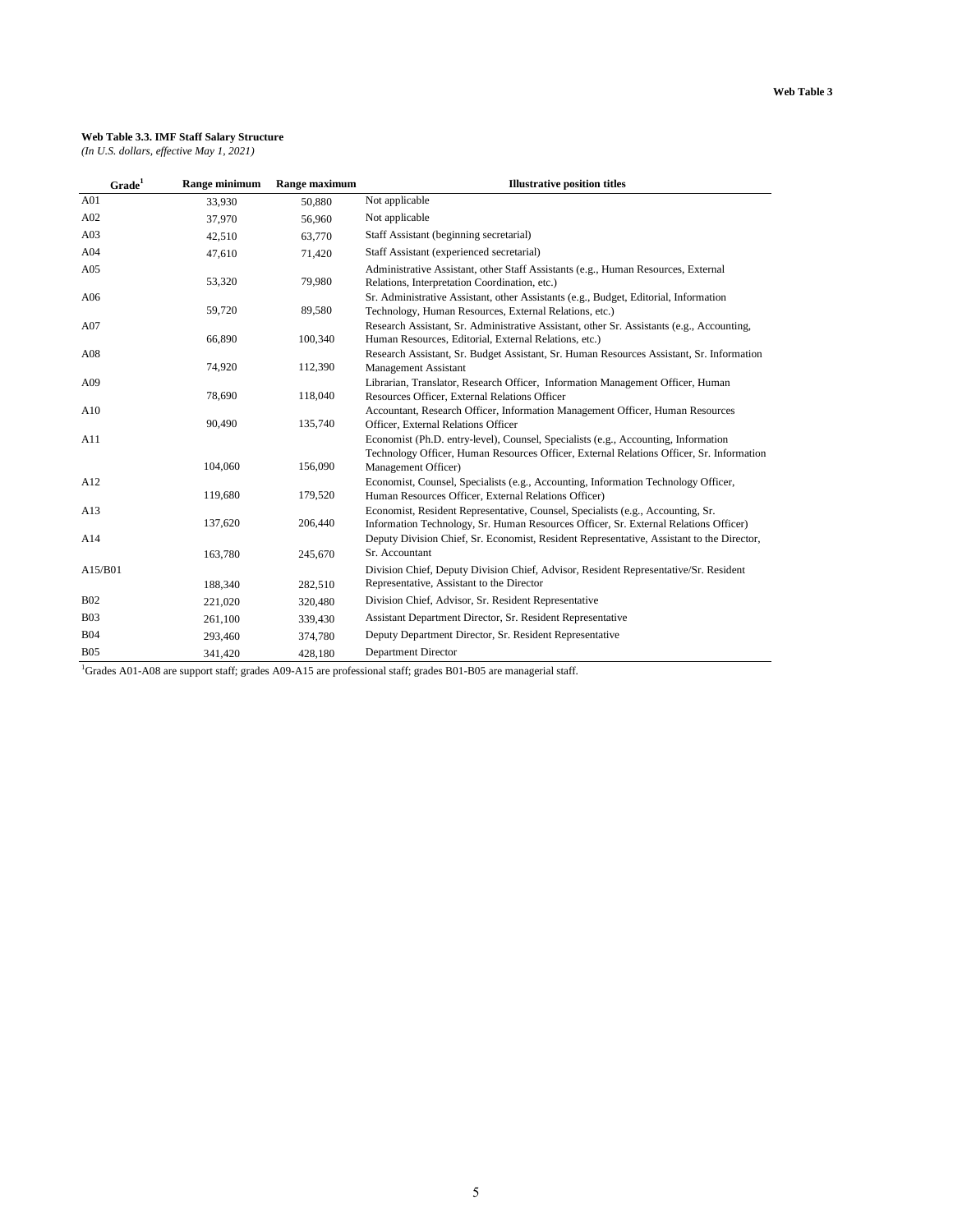**Web Table 3.3. IMF Staff Salary Structure**
*(In U.S. dollars, effective May 1, 2021)*

| Grade[1] | Range minimum | Range maximum | Illustrative position titles |
|---|---|---|---|
| A01 | 33,930 | 50,880 | Not applicable |
| A02 | 37,970 | 56,960 | Not applicable |
| A03 | 42,510 | 63,770 | Staff Assistant (beginning secretarial) |
| A04 | 47,610 | 71,420 | Staff Assistant (experienced secretarial) |
| A05 | 53,320 | 79,980 | Administrative Assistant, other Staff Assistants (e.g., Human Resources, External Relations, Interpretation Coordination, etc.) |
| A06 | 59,720 | 89,580 | Sr. Administrative Assistant, other Assistants (e.g., Budget, Editorial, Information Technology, Human Resources, External Relations, etc.) |
| A07 | 66,890 | 100,340 | Research Assistant, Sr. Administrative Assistant, other Sr. Assistants (e.g., Accounting, Human Resources, Editorial, External Relations, etc.) |
| A08 | 74,920 | 112,390 | Research Assistant, Sr. Budget Assistant, Sr. Human Resources Assistant, Sr. Information Management Assistant |
| A09 | 78,690 | 118,040 | Librarian, Translator, Research Officer, Information Management Officer, Human Resources Officer, External Relations Officer |
| A10 | 90,490 | 135,740 | Accountant, Research Officer, Information Management Officer, Human Resources Officer, External Relations Officer |
| A11 | 104,060 | 156,090 | Economist (Ph.D. entry-level), Counsel, Specialists (e.g., Accounting, Information Technology Officer, Human Resources Officer, External Relations Officer, Sr. Information Management Officer) |
| A12 | 119,680 | 179,520 | Economist, Counsel, Specialists (e.g., Accounting, Information Technology Officer, Human Resources Officer, External Relations Officer) |
| A13 | 137,620 | 206,440 | Economist, Resident Representative, Counsel, Specialists (e.g., Accounting, Sr. Information Technology, Sr. Human Resources Officer, Sr. External Relations Officer) |
| A14 | 163,780 | 245,670 | Deputy Division Chief, Sr. Economist, Resident Representative, Assistant to the Director, Sr. Accountant |
| A15/B01 | 188,340 | 282,510 | Division Chief, Deputy Division Chief, Advisor, Resident Representative/Sr. Resident Representative, Assistant to the Director |
| B02 | 221,020 | 320,480 | Division Chief, Advisor, Sr. Resident Representative |
| B03 | 261,100 | 339,430 | Assistant Department Director, Sr. Resident Representative |
| B04 | 293,460 | 374,780 | Deputy Department Director, Sr. Resident Representative |
| B05 | 341,420 | 428,180 | Department Director |

[1]Grades A01-A08 are support staff; grades A09-A15 are professional staff; grades B01-B05 are managerial staff.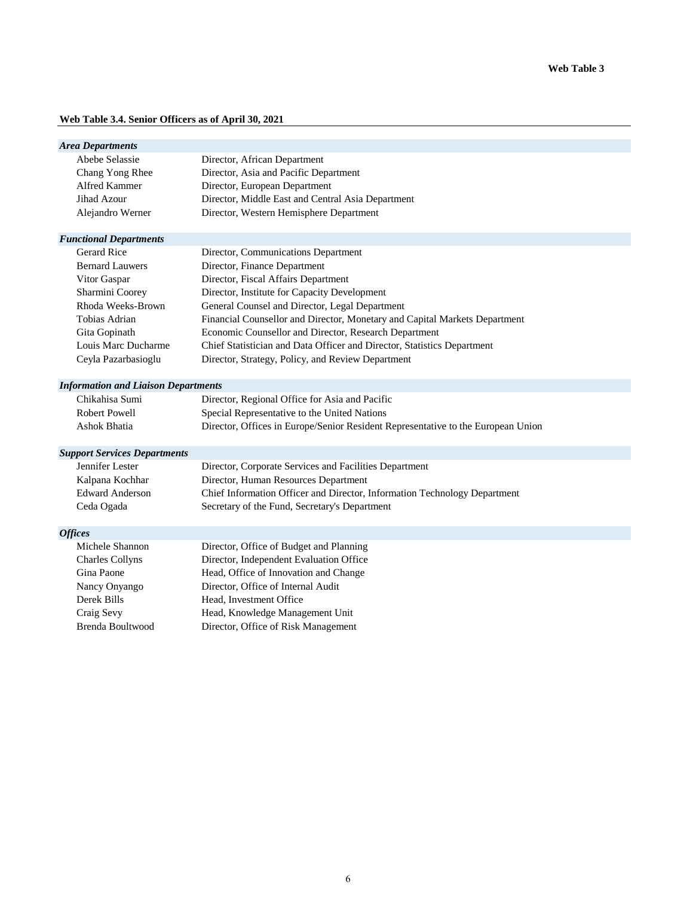**Web Table 3**

**Web Table 3.4. Senior Officers as of April 30, 2021**

| | |
|---|---|
| ***Area Departments*** | |
| Abebe Selassie | Director, African Department |
| Chang Yong Rhee | Director, Asia and Pacific Department |
| Alfred Kammer | Director, European Department |
| Jihad Azour | Director, Middle East and Central Asia Department |
| Alejandro Werner | Director, Western Hemisphere Department |
| ***Functional Departments*** | |
| Gerard Rice | Director, Communications Department |
| Bernard Lauwers | Director, Finance Department |
| Vitor Gaspar | Director, Fiscal Affairs Department |
| Sharmini Coorey | Director, Institute for Capacity Development |
| Rhoda Weeks-Brown | General Counsel and Director, Legal Department |
| Tobias Adrian | Financial Counsellor and Director, Monetary and Capital Markets Department |
| Gita Gopinath | Economic Counsellor and Director, Research Department |
| Louis Marc Ducharme | Chief Statistician and Data Officer and Director, Statistics Department |
| Ceyla Pazarbasioglu | Director, Strategy, Policy, and Review Department |
| ***Information and Liaison Departments*** | |
| Chikahisa Sumi | Director, Regional Office for Asia and Pacific |
| Robert Powell | Special Representative to the United Nations |
| Ashok Bhatia | Director, Offices in Europe/Senior Resident Representative to the European Union |
| ***Support Services Departments*** | |
| Jennifer Lester | Director, Corporate Services and Facilities Department |
| Kalpana Kochhar | Director, Human Resources Department |
| Edward Anderson | Chief Information Officer and Director, Information Technology Department |
| Ceda Ogada | Secretary of the Fund, Secretary's Department |
| ***Offices*** | |
| Michele Shannon | Director, Office of Budget and Planning |
| Charles Collyns | Director, Independent Evaluation Office |
| Gina Paone | Head, Office of Innovation and Change |
| Nancy Onyango | Director, Office of Internal Audit |
| Derek Bills | Head, Investment Office |
| Craig Sevy | Head, Knowledge Management Unit |
| Brenda Boultwood | Director, Office of Risk Management |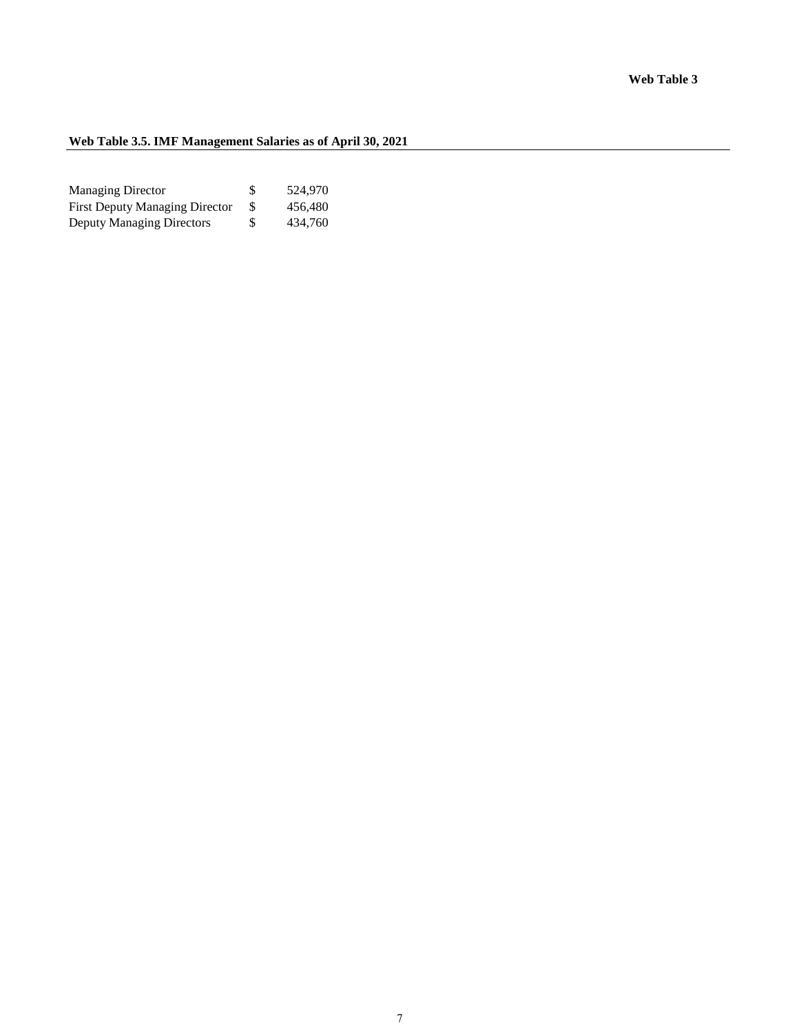**Web Table 3**

## Web Table 3.5. IMF Management Salaries as of April 30, 2021

| | | |
|---|---|---|
| Managing Director | $ | 524,970 |
| First Deputy Managing Director | $ | 456,480 |
| Deputy Managing Directors | $ | 434,760 |